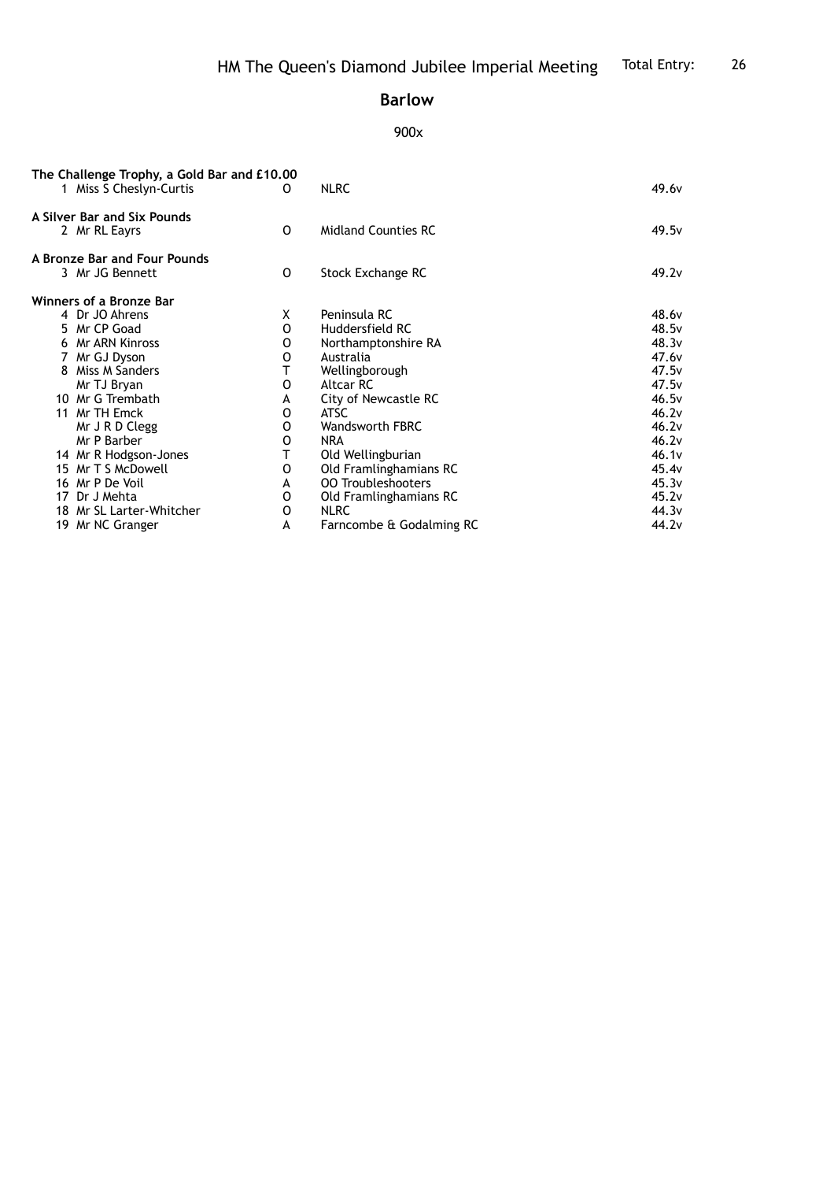# HM The Queen's Diamond Jubilee Imperial Meeting

Total Entry: 26

## Barlow

900x

**The Challenge Trophy, a Gold Bar and £10.00**

| | | | | |
|---|---|---|---|---|
| 1 | Miss S Cheslyn-Curtis | O | NLRC | 49.6v |

**A Silver Bar and Six Pounds**

| | | | | |
|---|---|---|---|---|
| 2 | Mr RL Eayrs | O | Midland Counties RC | 49.5v |

**A Bronze Bar and Four Pounds**

| | | | | |
|---|---|---|---|---|
| 3 | Mr JG Bennett | O | Stock Exchange RC | 49.2v |

**Winners of a Bronze Bar**

| | | | | |
|---|---|---|---|---|
| 4 | Dr JO Ahrens | X | Peninsula RC | 48.6v |
| 5 | Mr CP Goad | O | Huddersfield RC | 48.5v |
| 6 | Mr ARN Kinross | O | Northamptonshire RA | 48.3v |
| 7 | Mr GJ Dyson | O | Australia | 47.6v |
| 8 | Miss M Sanders | T | Wellingborough | 47.5v |
| | Mr TJ Bryan | O | Altcar RC | 47.5v |
| 10 | Mr G Trembath | A | City of Newcastle RC | 46.5v |
| 11 | Mr TH Emck | O | ATSC | 46.2v |
| | Mr J R D Clegg | O | Wandsworth FBRC | 46.2v |
| | Mr P Barber | O | NRA | 46.2v |
| 14 | Mr R Hodgson-Jones | T | Old Wellingburian | 46.1v |
| 15 | Mr T S McDowell | O | Old Framlinghamians RC | 45.4v |
| 16 | Mr P De Voil | A | OO Troubleshooters | 45.3v |
| 17 | Dr J Mehta | O | Old Framlinghamians RC | 45.2v |
| 18 | Mr SL Larter-Whitcher | O | NLRC | 44.3v |
| 19 | Mr NC Granger | A | Farncombe & Godalming RC | 44.2v |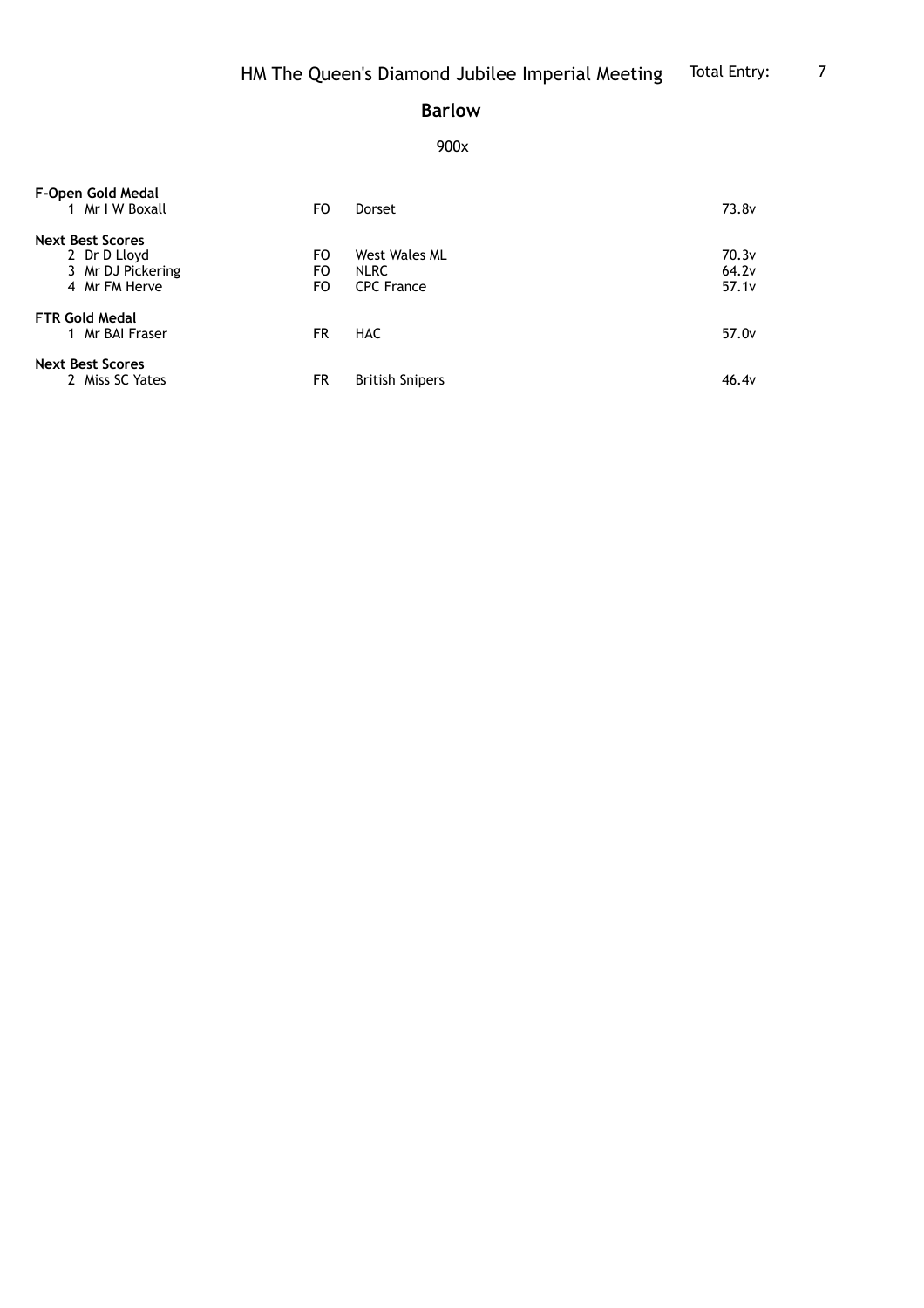HM The Queen's Diamond Jubilee Imperial Meeting Total Entry: 7

## Barlow

900x

| | | | |
|---|---|---|---|
| **F-Open Gold Medal** | | | |
| 1 Mr I W Boxall | FO | Dorset | 73.8v |
| **Next Best Scores** | | | |
| 2 Dr D Lloyd | FO | West Wales ML | 70.3v |
| 3 Mr DJ Pickering | FO | NLRC | 64.2v |
| 4 Mr FM Herve | FO | CPC France | 57.1v |
| **FTR Gold Medal** | | | |
| 1 Mr BAI Fraser | FR | HAC | 57.0v |
| **Next Best Scores** | | | |
| 2 Miss SC Yates | FR | British Snipers | 46.4v |